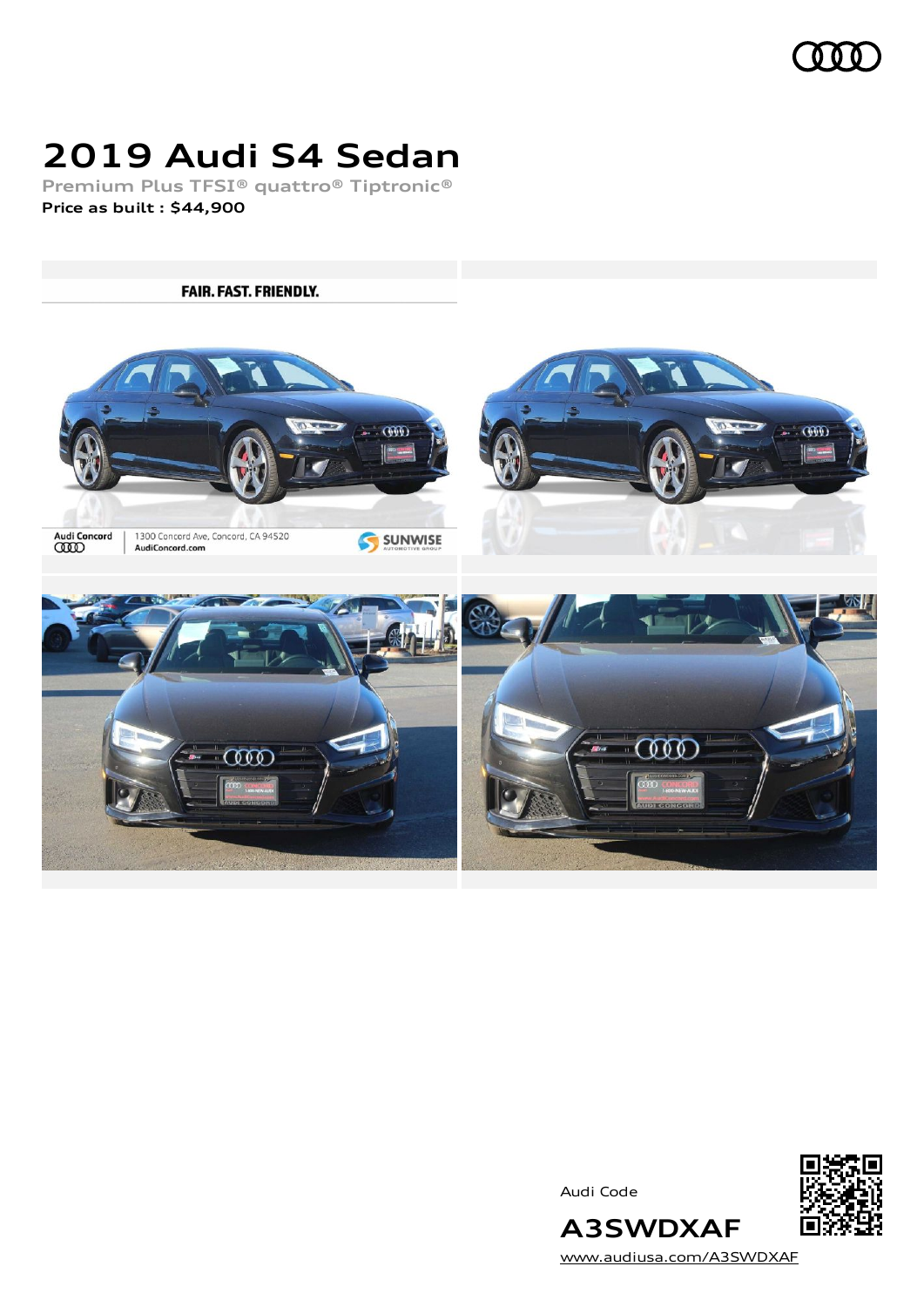# 2019 Audi S4 Sedan

**Premium Plus TFSI® quattro® Tiptronic®**

**Price as built : $44,900**

Audi Code

**A3SWDXAF**

www.audiusa.com/A3SWDXAF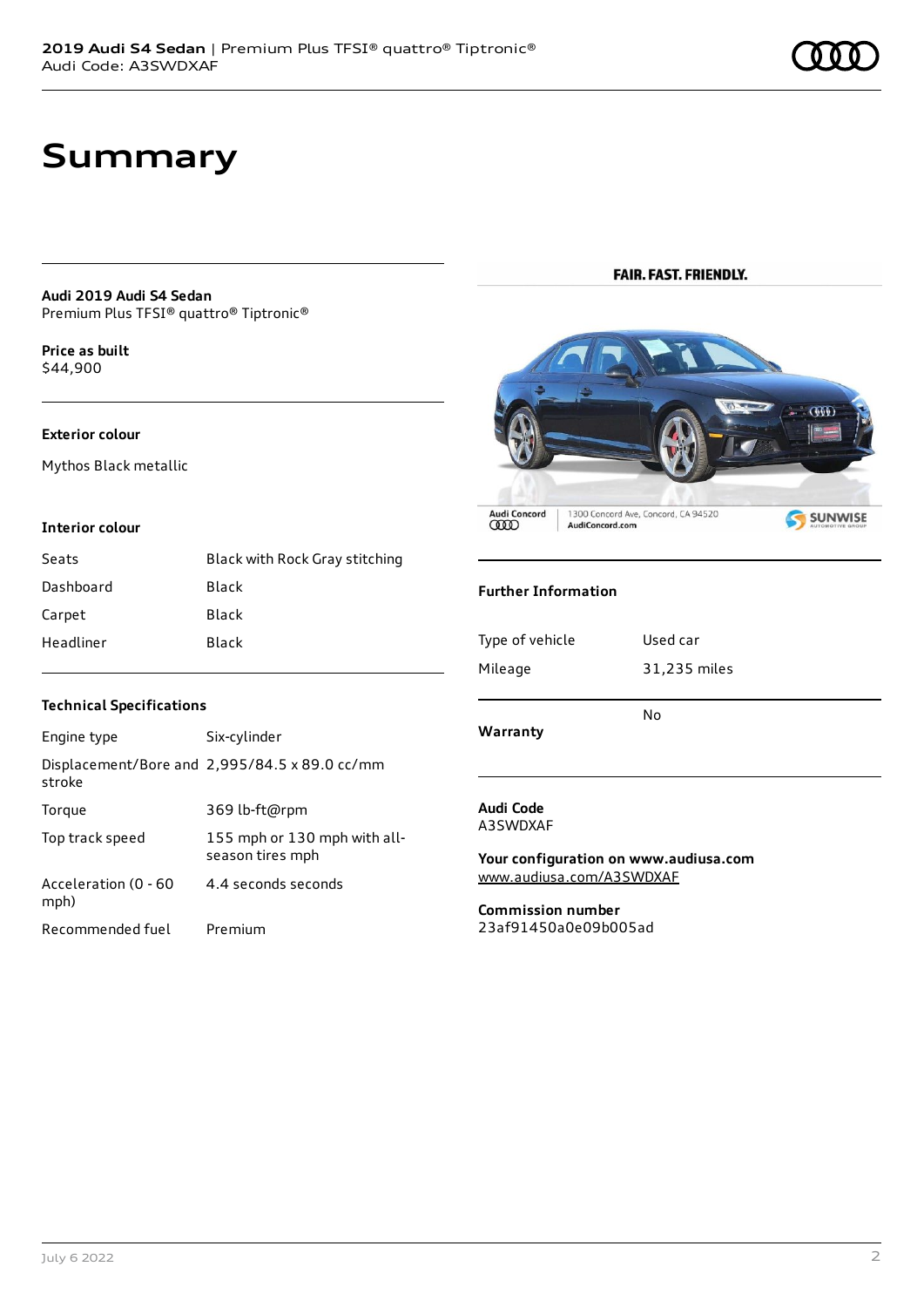# Summary

**Audi 2019 Audi S4 Sedan**
Premium Plus TFSI® quattro® Tiptronic®

**Price as built**
$44,900

### Exterior colour

Mythos Black metallic

### Interior colour

| | |
|---|---|
| Seats | Black with Rock Gray stitching |
| Dashboard | Black |
| Carpet | Black |
| Headliner | Black |

### Technical Specifications

| | |
|---|---|
| Engine type | Six-cylinder |
| Displacement/Bore and stroke | 2,995/84.5 x 89.0 cc/mm |
| Torque | 369 lb-ft@rpm |
| Top track speed | 155 mph or 130 mph with all-season tires mph |
| Acceleration (0 - 60 mph) | 4.4 seconds seconds |
| Recommended fuel | Premium |

FAIR. FAST. FRIENDLY.

Audi Concord | 1300 Concord Ave, Concord, CA 94520 | AudiConcord.com | SUNWISE AUTOMOTIVE GROUP

### Further Information

| | |
|---|---|
| Type of vehicle | Used car |
| Mileage | 31,235 miles |
| Warranty | No |

**Audi Code**
A3SWDXAF

**Your configuration on www.audiusa.com**
www.audiusa.com/A3SWDXAF

**Commission number**
23af91450a0e09b005ad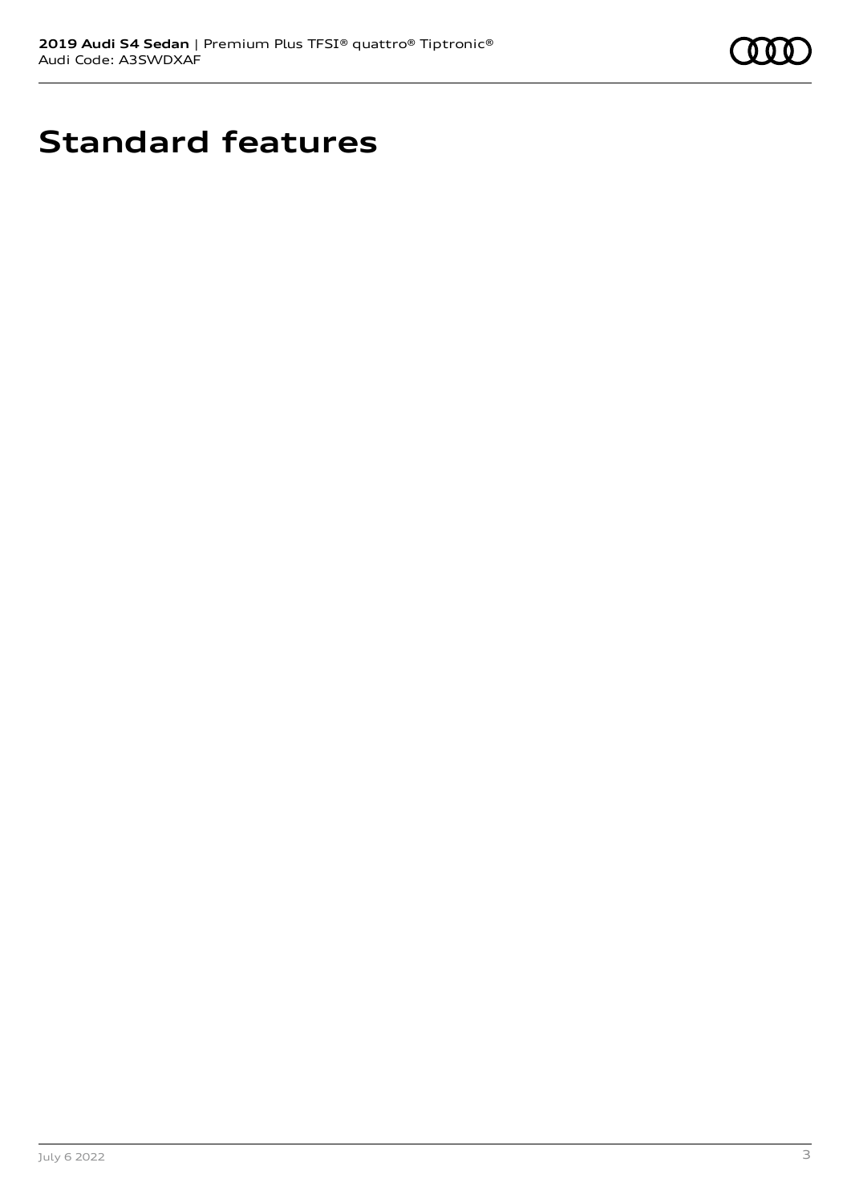# Standard features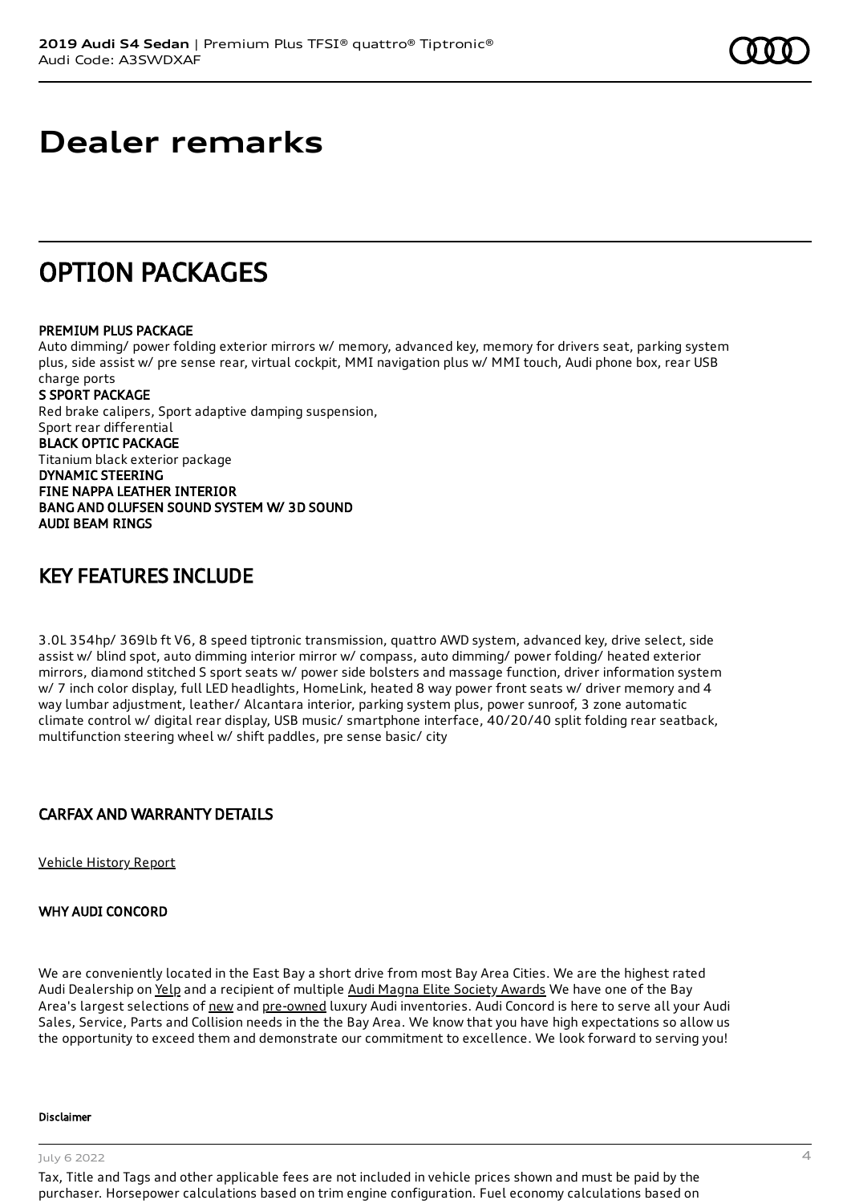# Dealer remarks

## OPTION PACKAGES

PREMIUM PLUS PACKAGE
Auto dimming/ power folding exterior mirrors w/ memory, advanced key, memory for drivers seat, parking system plus, side assist w/ pre sense rear, virtual cockpit, MMI navigation plus w/ MMI touch, Audi phone box, rear USB charge ports
S SPORT PACKAGE
Red brake calipers, Sport adaptive damping suspension,
Sport rear differential
BLACK OPTIC PACKAGE
Titanium black exterior package
DYNAMIC STEERING
FINE NAPPA LEATHER INTERIOR
BANG AND OLUFSEN SOUND SYSTEM W/ 3D SOUND
AUDI BEAM RINGS

## KEY FEATURES INCLUDE

3.0L 354hp/ 369lb ft V6, 8 speed tiptronic transmission, quattro AWD system, advanced key, drive select, side assist w/ blind spot, auto dimming interior mirror w/ compass, auto dimming/ power folding/ heated exterior mirrors, diamond stitched S sport seats w/ power side bolsters and massage function, driver information system w/ 7 inch color display, full LED headlights, HomeLink, heated 8 way power front seats w/ driver memory and 4 way lumbar adjustment, leather/ Alcantara interior, parking system plus, power sunroof, 3 zone automatic climate control w/ digital rear display, USB music/ smartphone interface, 40/20/40 split folding rear seatback, multifunction steering wheel w/ shift paddles, pre sense basic/ city

## CARFAX AND WARRANTY DETAILS

Vehicle History Report

WHY AUDI CONCORD

We are conveniently located in the East Bay a short drive from most Bay Area Cities. We are the highest rated Audi Dealership on Yelp and a recipient of multiple Audi Magna Elite Society Awards We have one of the Bay Area's largest selections of new and pre-owned luxury Audi inventories. Audi Concord is here to serve all your Audi Sales, Service, Parts and Collision needs in the Bay Area. We know that you have high expectations so allow us the opportunity to exceed them and demonstrate our commitment to excellence. We look forward to serving you!

Disclaimer

Tax, Title and Tags and other applicable fees are not included in vehicle prices shown and must be paid by the purchaser. Horsepower calculations based on trim engine configuration. Fuel economy calculations based on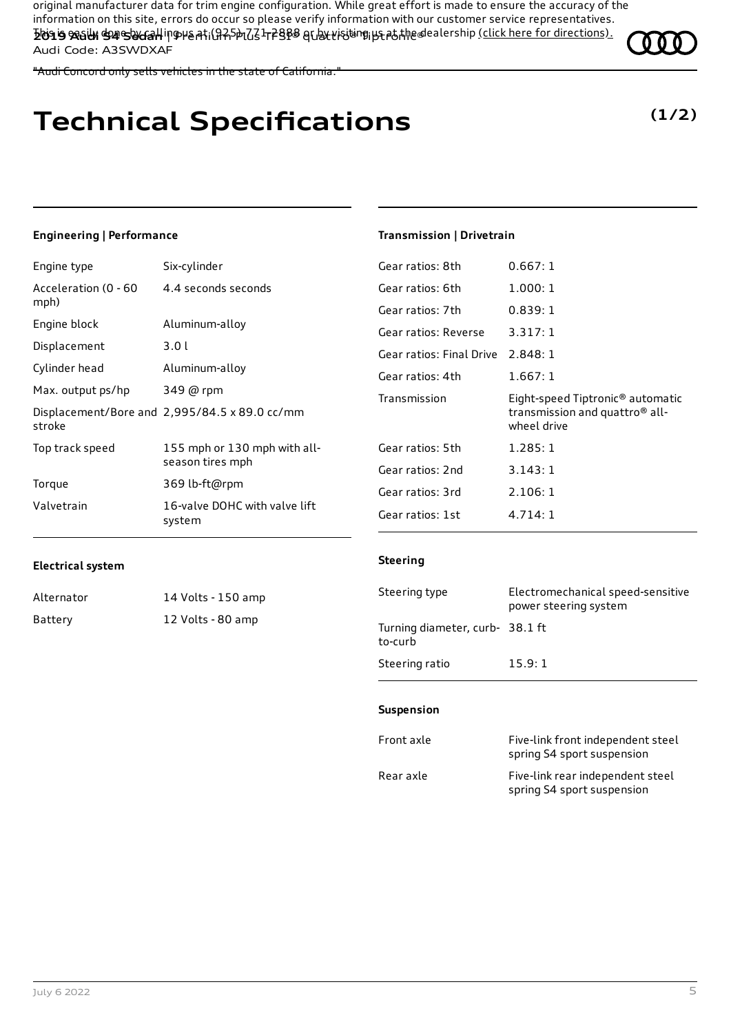original manufacturer data for trim engine configuration. While great effort is made to ensure the accuracy of the information on this site, errors do occur so please verify information with our customer service representatives. This is easily done by calling us at (925) 771-2888 or by visiting us at the dealership (click here for directions).

**2019 Audi S4 Sedan** | Premium Plus TFSI® quattro® Tiptronic®
Audi Code: A3SWDXAF

"Audi Concord only sells vehicles in the state of California."

# Technical Specifications

**(1/2)**

### Engineering | Performance

| | |
|---|---|
| Engine type | Six-cylinder |
| Acceleration (0 - 60 mph) | 4.4 seconds seconds |
| Engine block | Aluminum-alloy |
| Displacement | 3.0 l |
| Cylinder head | Aluminum-alloy |
| Max. output ps/hp | 349 @ rpm |
| Displacement/Bore and stroke | 2,995/84.5 x 89.0 cc/mm |
| Top track speed | 155 mph or 130 mph with all-season tires mph |
| Torque | 369 lb-ft@rpm |
| Valvetrain | 16-valve DOHC with valve lift system |

### Electrical system

| | |
|---|---|
| Alternator | 14 Volts - 150 amp |
| Battery | 12 Volts - 80 amp |

### Transmission | Drivetrain

| | |
|---|---|
| Gear ratios: 8th | 0.667: 1 |
| Gear ratios: 6th | 1.000: 1 |
| Gear ratios: 7th | 0.839: 1 |
| Gear ratios: Reverse | 3.317: 1 |
| Gear ratios: Final Drive | 2.848: 1 |
| Gear ratios: 4th | 1.667: 1 |
| Transmission | Eight-speed Tiptronic® automatic transmission and quattro® all-wheel drive |
| Gear ratios: 5th | 1.285: 1 |
| Gear ratios: 2nd | 3.143: 1 |
| Gear ratios: 3rd | 2.106: 1 |
| Gear ratios: 1st | 4.714: 1 |

### Steering

| | |
|---|---|
| Steering type | Electromechanical speed-sensitive power steering system |
| Turning diameter, curb-to-curb | 38.1 ft |
| Steering ratio | 15.9: 1 |

### Suspension

| | |
|---|---|
| Front axle | Five-link front independent steel spring S4 sport suspension |
| Rear axle | Five-link rear independent steel spring S4 sport suspension |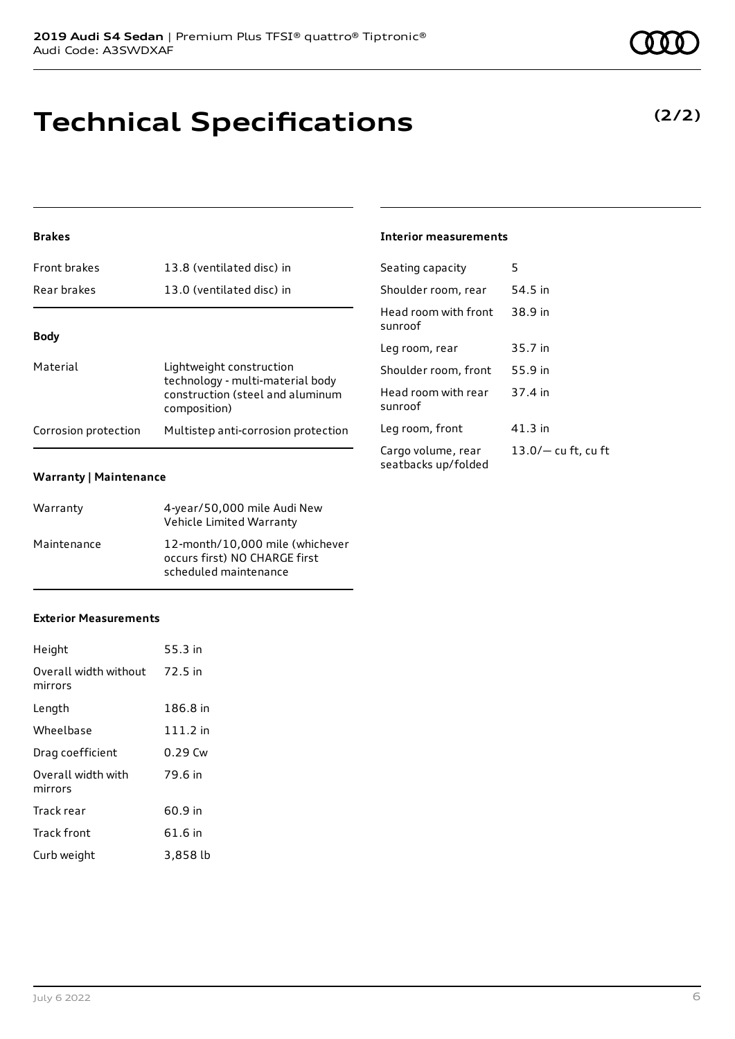# Technical Specifications

**(2/2)**

### Brakes

| | |
|---|---|
| Front brakes | 13.8 (ventilated disc) in |
| Rear brakes | 13.0 (ventilated disc) in |

### Body

| | |
|---|---|
| Material | Lightweight construction technology - multi-material body construction (steel and aluminum composition) |
| Corrosion protection | Multistep anti-corrosion protection |

### Warranty | Maintenance

| | |
|---|---|
| Warranty | 4-year/50,000 mile Audi New Vehicle Limited Warranty |
| Maintenance | 12-month/10,000 mile (whichever occurs first) NO CHARGE first scheduled maintenance |

### Exterior Measurements

| | |
|---|---|
| Height | 55.3 in |
| Overall width without mirrors | 72.5 in |
| Length | 186.8 in |
| Wheelbase | 111.2 in |
| Drag coefficient | 0.29 Cw |
| Overall width with mirrors | 79.6 in |
| Track rear | 60.9 in |
| Track front | 61.6 in |
| Curb weight | 3,858 lb |

### Interior measurements

| | |
|---|---|
| Seating capacity | 5 |
| Shoulder room, rear | 54.5 in |
| Head room with front sunroof | 38.9 in |
| Leg room, rear | 35.7 in |
| Shoulder room, front | 55.9 in |
| Head room with rear sunroof | 37.4 in |
| Leg room, front | 41.3 in |
| Cargo volume, rear seatbacks up/folded | 13.0/— cu ft, cu ft |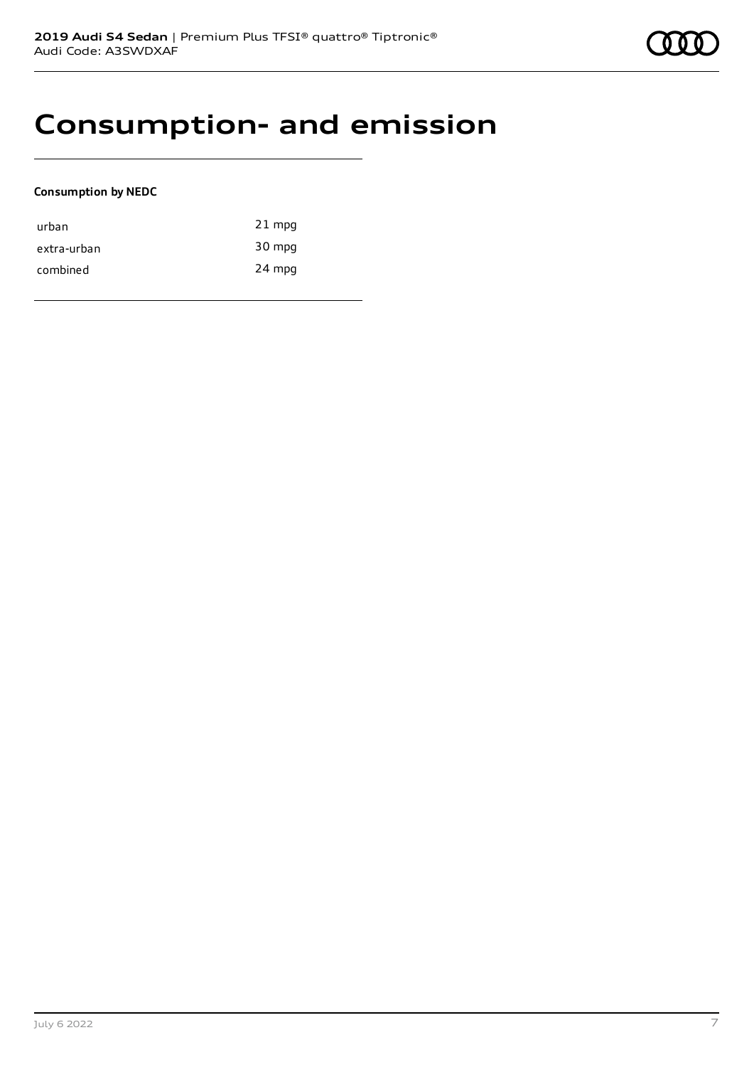# Consumption- and emission

**Consumption by NEDC**

| | |
|---|---|
| urban | 21 mpg |
| extra-urban | 30 mpg |
| combined | 24 mpg |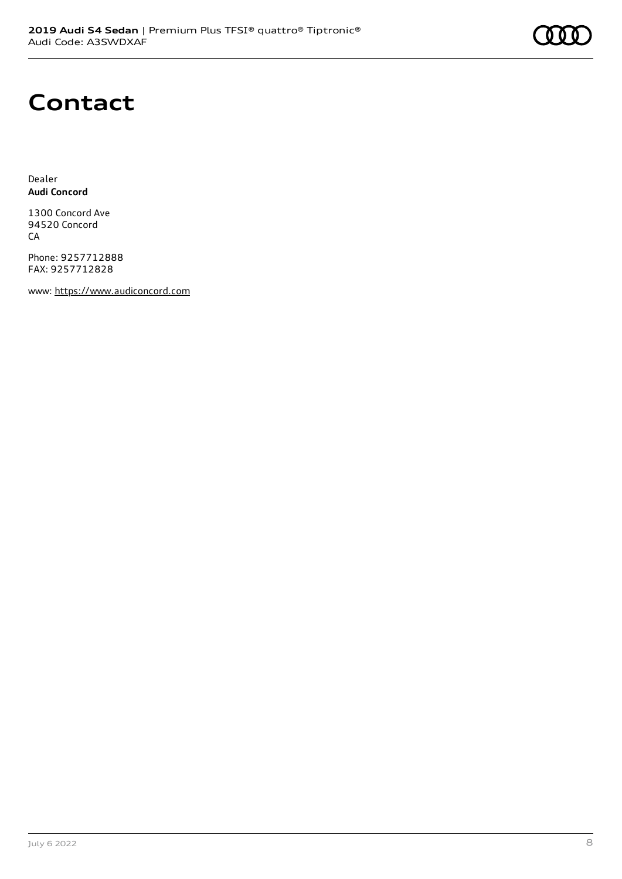# Contact

Dealer
**Audi Concord**

1300 Concord Ave
94520 Concord
CA

Phone: 9257712888
FAX: 9257712828

www: https://www.audiconcord.com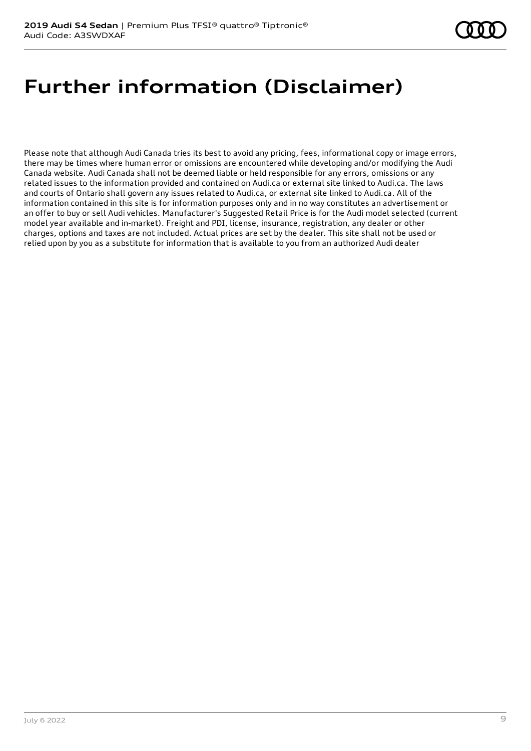# Further information (Disclaimer)

Please note that although Audi Canada tries its best to avoid any pricing, fees, informational copy or image errors, there may be times where human error or omissions are encountered while developing and/or modifying the Audi Canada website. Audi Canada shall not be deemed liable or held responsible for any errors, omissions or any related issues to the information provided and contained on Audi.ca or external site linked to Audi.ca. The laws and courts of Ontario shall govern any issues related to Audi.ca, or external site linked to Audi.ca. All of the information contained in this site is for information purposes only and in no way constitutes an advertisement or an offer to buy or sell Audi vehicles. Manufacturer's Suggested Retail Price is for the Audi model selected (current model year available and in-market). Freight and PDI, license, insurance, registration, any dealer or other charges, options and taxes are not included. Actual prices are set by the dealer. This site shall not be used or relied upon by you as a substitute for information that is available to you from an authorized Audi dealer